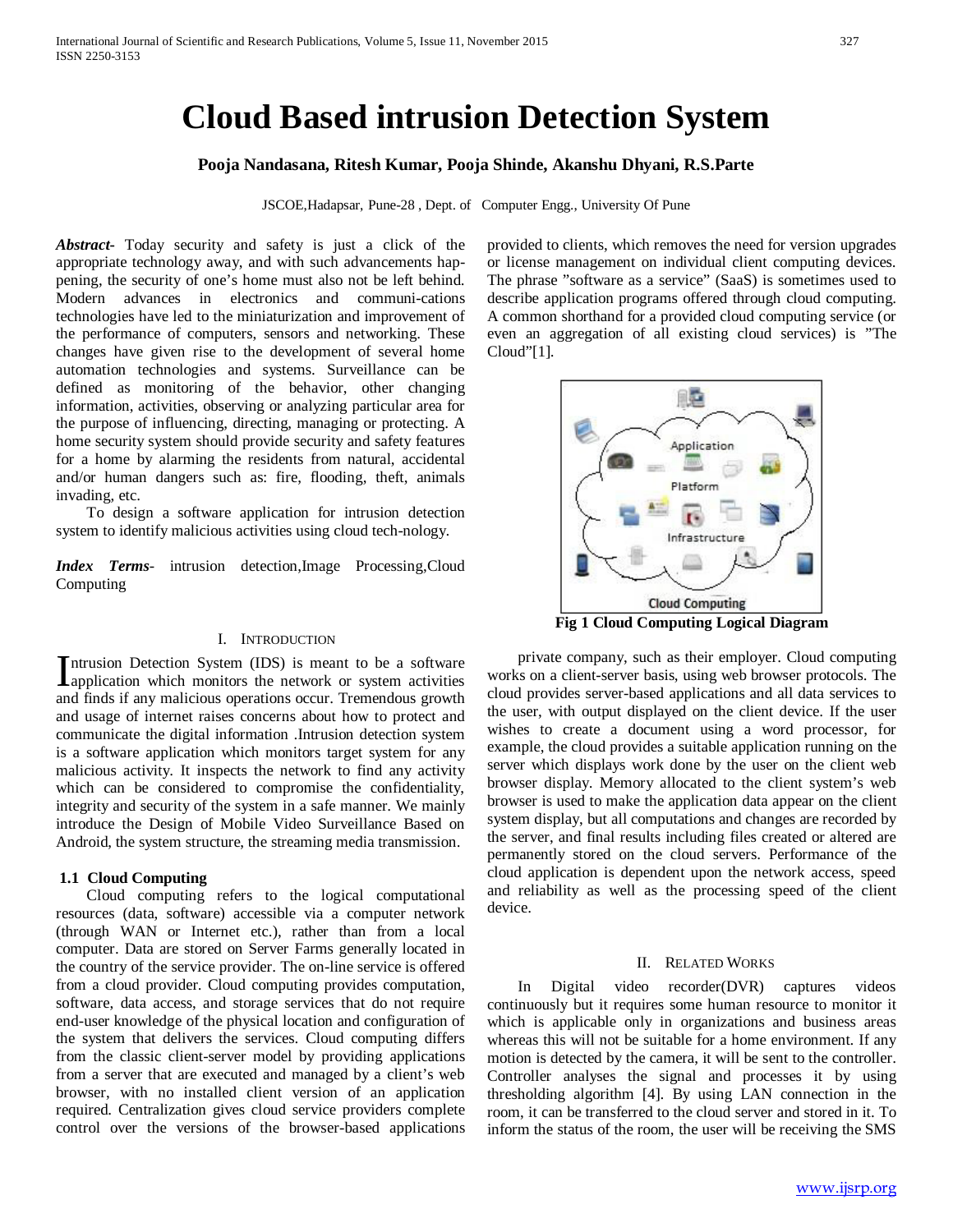# Cloud Based intrusion Detection System

**Pooja Nandasana, Ritesh Kumar, Pooja Shinde, Akanshu Dhyani, R.S.Parte**

JSCOE,Hadapsar, Pune-28 , Dept. of Computer Engg., University Of Pune

***Abstract***- Today security and safety is just a click of the appropriate technology away, and with such advancements hap-pening, the security of one's home must also not be left behind. Modern advances in electronics and communi-cations technologies have led to the miniaturization and improvement of the performance of computers, sensors and networking. These changes have given rise to the development of several home automation technologies and systems. Surveillance can be defined as monitoring of the behavior, other changing information, activities, observing or analyzing particular area for the purpose of influencing, directing, managing or protecting. A home security system should provide security and safety features for a home by alarming the residents from natural, accidental and/or human dangers such as: fire, flooding, theft, animals invading, etc.

To design a software application for intrusion detection system to identify malicious activities using cloud tech-nology.

***Index Terms***- intrusion detection,Image Processing,Cloud Computing

## I. Introduction

Intrusion Detection System (IDS) is meant to be a software application which monitors the network or system activities and finds if any malicious operations occur. Tremendous growth and usage of internet raises concerns about how to protect and communicate the digital information .Intrusion detection system is a software application which monitors target system for any malicious activity. It inspects the network to find any activity which can be considered to compromise the confidentiality, integrity and security of the system in a safe manner. We mainly introduce the Design of Mobile Video Surveillance Based on Android, the system structure, the streaming media transmission.

### 1.1 Cloud Computing

Cloud computing refers to the logical computational resources (data, software) accessible via a computer network (through WAN or Internet etc.), rather than from a local computer. Data are stored on Server Farms generally located in the country of the service provider. The on-line service is offered from a cloud provider. Cloud computing provides computation, software, data access, and storage services that do not require end-user knowledge of the physical location and configuration of the system that delivers the services. Cloud computing differs from the classic client-server model by providing applications from a server that are executed and managed by a client's web browser, with no installed client version of an application required. Centralization gives cloud service providers complete control over the versions of the browser-based applications provided to clients, which removes the need for version upgrades or license management on individual client computing devices. The phrase "software as a service" (SaaS) is sometimes used to describe application programs offered through cloud computing. A common shorthand for a provided cloud computing service (or even an aggregation of all existing cloud services) is "The Cloud"[1].

**Fig 1 Cloud Computing Logical Diagram**

private company, such as their employer. Cloud computing works on a client-server basis, using web browser protocols. The cloud provides server-based applications and all data services to the user, with output displayed on the client device. If the user wishes to create a document using a word processor, for example, the cloud provides a suitable application running on the server which displays work done by the user on the client web browser display. Memory allocated to the client system's web browser is used to make the application data appear on the client system display, but all computations and changes are recorded by the server, and final results including files created or altered are permanently stored on the cloud servers. Performance of the cloud application is dependent upon the network access, speed and reliability as well as the processing speed of the client device.

## II. Related Works

In Digital video recorder(DVR) captures videos continuously but it requires some human resource to monitor it which is applicable only in organizations and business areas whereas this will not be suitable for a home environment. If any motion is detected by the camera, it will be sent to the controller. Controller analyses the signal and processes it by using thresholding algorithm [4]. By using LAN connection in the room, it can be transferred to the cloud server and stored in it. To inform the status of the room, the user will be receiving the SMS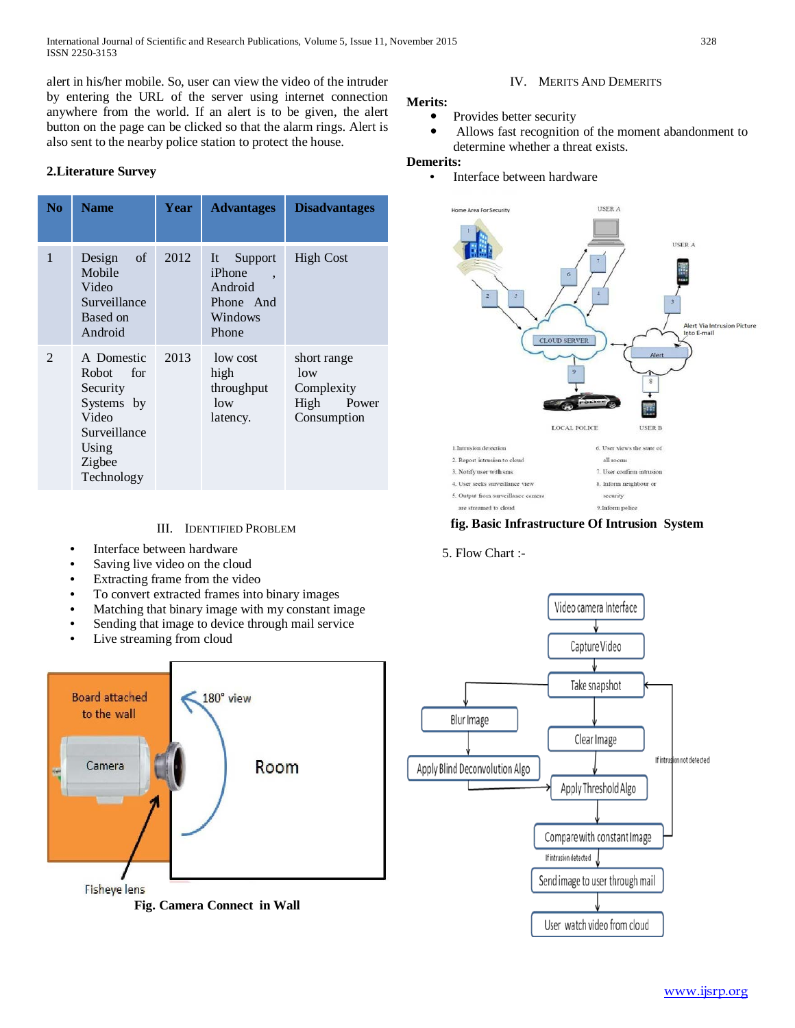alert in his/her mobile. So, user can view the video of the intruder by entering the URL of the server using internet connection anywhere from the world. If an alert is to be given, the alert button on the page can be clicked so that the alarm rings. Alert is also sent to the nearby police station to protect the house.

## 2.Literature Survey

| No | Name | Year | Advantages | Disadvantages |
|---|---|---|---|---|
| 1 | Design of Mobile Video Surveillance Based on Android | 2012 | It Support iPhone , Android Phone And Windows Phone | High Cost |
| 2 | A Domestic Robot for Security Systems by Video Surveillance Using Zigbee Technology | 2013 | low cost high throughput low latency. | short range low Complexity High Power Consumption |

## III. Identified Problem

- Interface between hardware
- Saving live video on the cloud
- Extracting frame from the video
- To convert extracted frames into binary images
- Matching that binary image with my constant image
- Sending that image to device through mail service
- Live streaming from cloud

**Fig. Camera Connect in Wall**

## IV. Merits and Demerits

**Merits:**

- Provides better security
- Allows fast recognition of the moment abandonment to determine whether a threat exists.

**Demerits:**

- Interface between hardware

**fig. Basic Infrastructure Of Intrusion System**

5. Flow Chart :-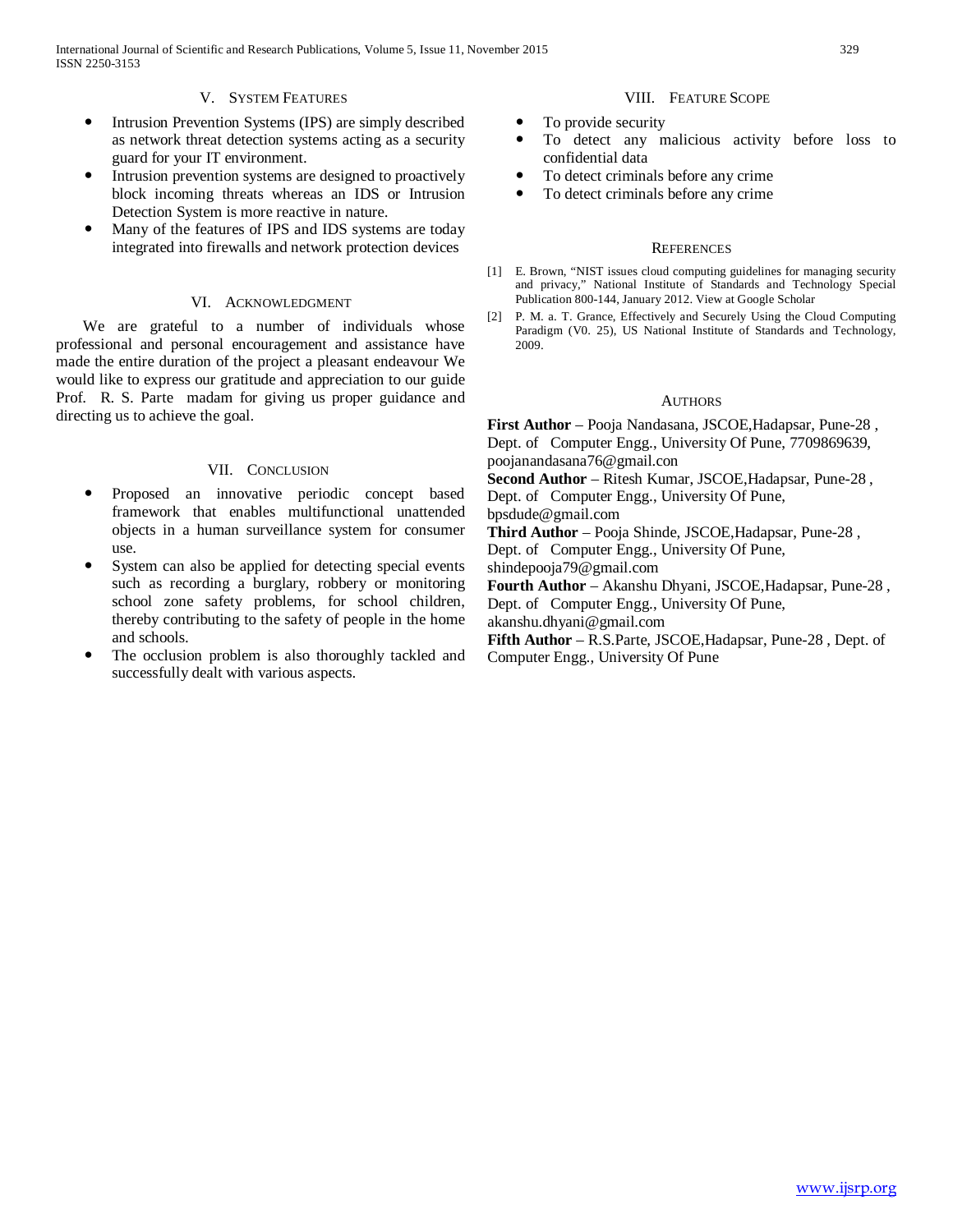## V. System Features

- Intrusion Prevention Systems (IPS) are simply described as network threat detection systems acting as a security guard for your IT environment.
- Intrusion prevention systems are designed to proactively block incoming threats whereas an IDS or Intrusion Detection System is more reactive in nature.
- Many of the features of IPS and IDS systems are today integrated into firewalls and network protection devices

## VI. Acknowledgment

We are grateful to a number of individuals whose professional and personal encouragement and assistance have made the entire duration of the project a pleasant endeavour We would like to express our gratitude and appreciation to our guide Prof. R. S. Parte madam for giving us proper guidance and directing us to achieve the goal.

## VII. Conclusion

- Proposed an innovative periodic concept based framework that enables multifunctional unattended objects in a human surveillance system for consumer use.
- System can also be applied for detecting special events such as recording a burglary, robbery or monitoring school zone safety problems, for school children, thereby contributing to the safety of people in the home and schools.
- The occlusion problem is also thoroughly tackled and successfully dealt with various aspects.

## VIII. Feature Scope

- To provide security
- To detect any malicious activity before loss to confidential data
- To detect criminals before any crime
- To detect criminals before any crime

## References

[1] E. Brown, "NIST issues cloud computing guidelines for managing security and privacy," National Institute of Standards and Technology Special Publication 800-144, January 2012. View at Google Scholar

[2] P. M. a. T. Grance, Effectively and Securely Using the Cloud Computing Paradigm (V0. 25), US National Institute of Standards and Technology, 2009.

## Authors

**First Author** – Pooja Nandasana, JSCOE,Hadapsar, Pune-28 , Dept. of Computer Engg., University Of Pune, 7709869639, poojanandasana76@gmail.con

**Second Author** – Ritesh Kumar, JSCOE,Hadapsar, Pune-28 , Dept. of Computer Engg., University Of Pune, bpsdude@gmail.com

**Third Author** – Pooja Shinde, JSCOE,Hadapsar, Pune-28 , Dept. of Computer Engg., University Of Pune, shindepooja79@gmail.com

**Fourth Author** – Akanshu Dhyani, JSCOE,Hadapsar, Pune-28 , Dept. of Computer Engg., University Of Pune, akanshu.dhyani@gmail.com

**Fifth Author** – R.S.Parte, JSCOE,Hadapsar, Pune-28 , Dept. of Computer Engg., University Of Pune